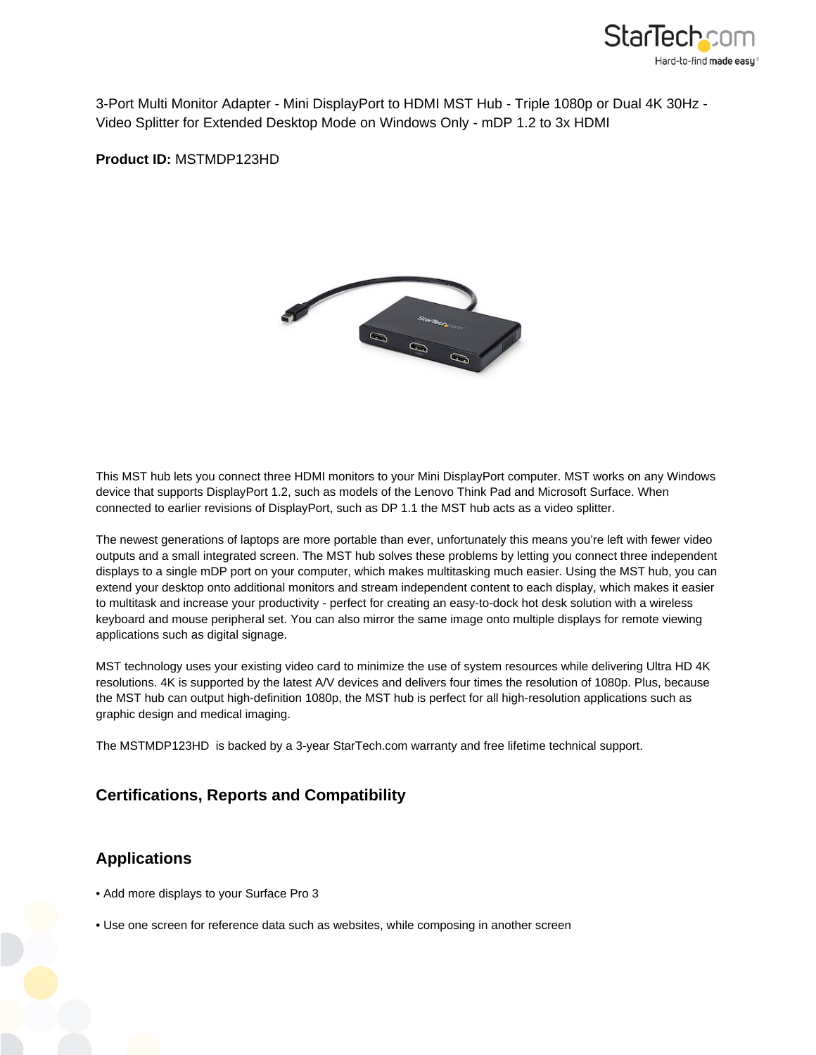3-Port Multi Monitor Adapter - Mini DisplayPort to HDMI MST Hub - Triple 1080p or Dual 4K 30Hz - Video Splitter for Extended Desktop Mode on Windows Only - mDP 1.2 to 3x HDMI

**Product ID:** MSTMDP123HD

This MST hub lets you connect three HDMI monitors to your Mini DisplayPort computer. MST works on any Windows device that supports DisplayPort 1.2, such as models of the Lenovo Think Pad and Microsoft Surface. When connected to earlier revisions of DisplayPort, such as DP 1.1 the MST hub acts as a video splitter.

The newest generations of laptops are more portable than ever, unfortunately this means you're left with fewer video outputs and a small integrated screen. The MST hub solves these problems by letting you connect three independent displays to a single mDP port on your computer, which makes multitasking much easier. Using the MST hub, you can extend your desktop onto additional monitors and stream independent content to each display, which makes it easier to multitask and increase your productivity - perfect for creating an easy-to-dock hot desk solution with a wireless keyboard and mouse peripheral set. You can also mirror the same image onto multiple displays for remote viewing applications such as digital signage.

MST technology uses your existing video card to minimize the use of system resources while delivering Ultra HD 4K resolutions. 4K is supported by the latest A/V devices and delivers four times the resolution of 1080p. Plus, because the MST hub can output high-definition 1080p, the MST hub is perfect for all high-resolution applications such as graphic design and medical imaging.

The MSTMDP123HD is backed by a 3-year StarTech.com warranty and free lifetime technical support.

## Certifications, Reports and Compatibility

## Applications

- Add more displays to your Surface Pro 3
- Use one screen for reference data such as websites, while composing in another screen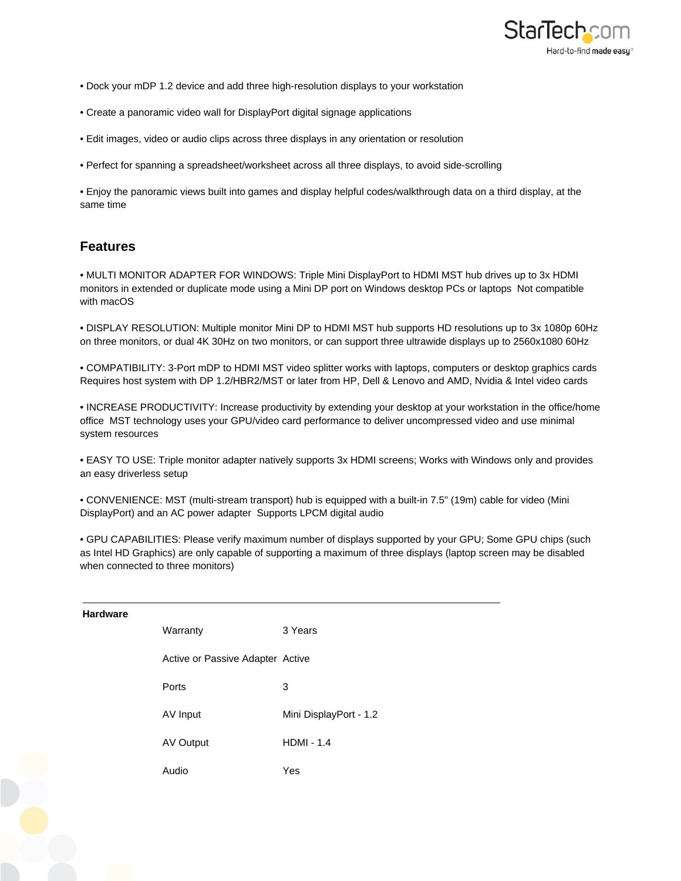• Dock your mDP 1.2 device and add three high-resolution displays to your workstation

• Create a panoramic video wall for DisplayPort digital signage applications

• Edit images, video or audio clips across three displays in any orientation or resolution

• Perfect for spanning a spreadsheet/worksheet across all three displays, to avoid side-scrolling

• Enjoy the panoramic views built into games and display helpful codes/walkthrough data on a third display, at the same time

## Features

• MULTI MONITOR ADAPTER FOR WINDOWS: Triple Mini DisplayPort to HDMI MST hub drives up to 3x HDMI monitors in extended or duplicate mode using a Mini DP port on Windows desktop PCs or laptops  Not compatible with macOS

• DISPLAY RESOLUTION: Multiple monitor Mini DP to HDMI MST hub supports HD resolutions up to 3x 1080p 60Hz on three monitors, or dual 4K 30Hz on two monitors, or can support three ultrawide displays up to 2560x1080 60Hz

• COMPATIBILITY: 3-Port mDP to HDMI MST video splitter works with laptops, computers or desktop graphics cards Requires host system with DP 1.2/HBR2/MST or later from HP, Dell & Lenovo and AMD, Nvidia & Intel video cards

• INCREASE PRODUCTIVITY: Increase productivity by extending your desktop at your workstation in the office/home office  MST technology uses your GPU/video card performance to deliver uncompressed video and use minimal system resources

• EASY TO USE: Triple monitor adapter natively supports 3x HDMI screens; Works with Windows only and provides an easy driverless setup

• CONVENIENCE: MST (multi-stream transport) hub is equipped with a built-in 7.5" (19m) cable for video (Mini DisplayPort) and an AC power adapter  Supports LPCM digital audio

• GPU CAPABILITIES: Please verify maximum number of displays supported by your GPU; Some GPU chips (such as Intel HD Graphics) are only capable of supporting a maximum of three displays (laptop screen may be disabled when connected to three monitors)

| Hardware | | |
|---|---|---|
| | Warranty | 3 Years |
| | Active or Passive Adapter | Active |
| | Ports | 3 |
| | AV Input | Mini DisplayPort - 1.2 |
| | AV Output | HDMI - 1.4 |
| | Audio | Yes |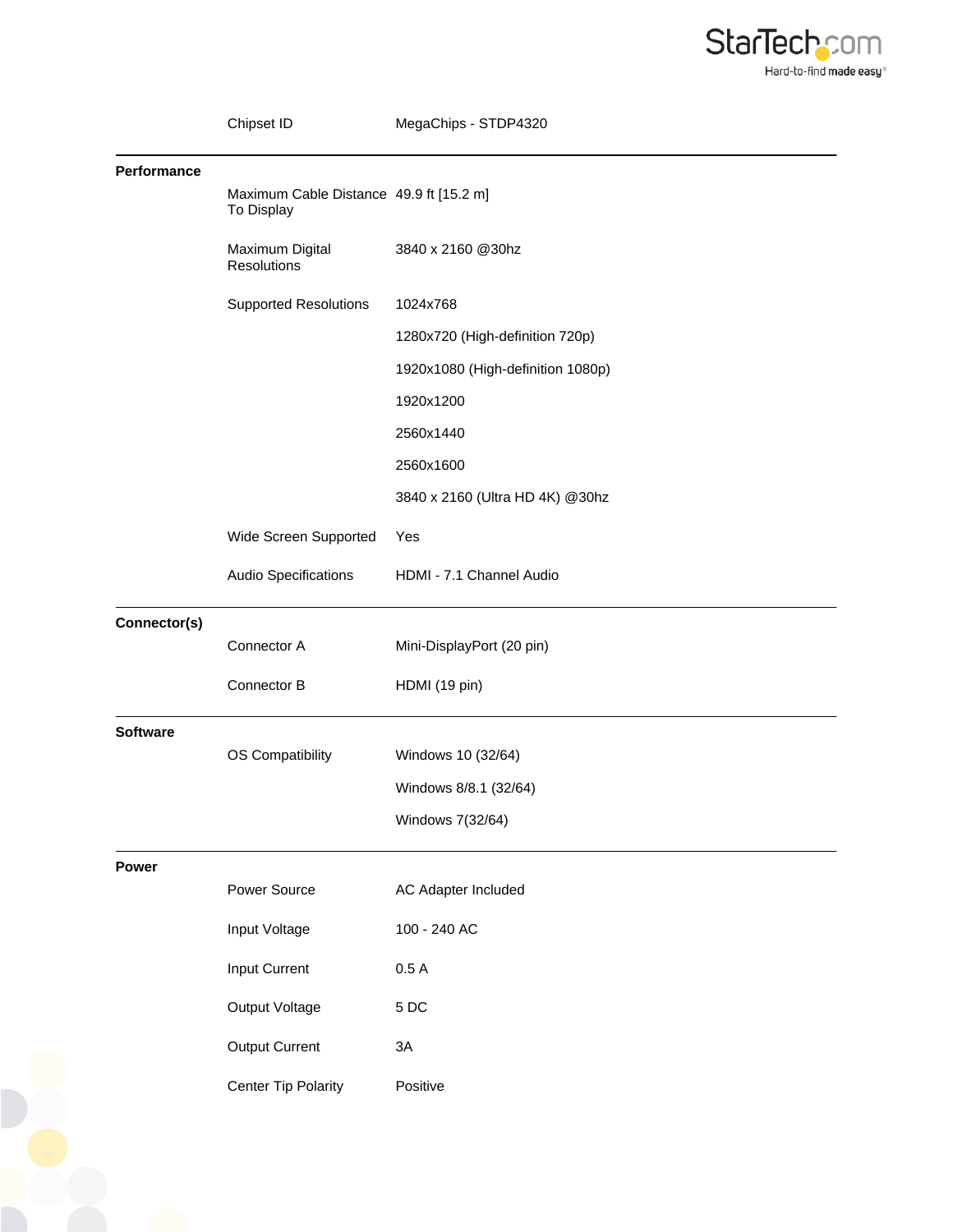| | | |
|---|---|---|
| | Chipset ID | MegaChips - STDP4320 |
| **Performance** | | |
| | Maximum Cable Distance To Display | 49.9 ft [15.2 m] |
| | Maximum Digital Resolutions | 3840 x 2160 @30hz |
| | Supported Resolutions | 1024x768 |
| | | 1280x720 (High-definition 720p) |
| | | 1920x1080 (High-definition 1080p) |
| | | 1920x1200 |
| | | 2560x1440 |
| | | 2560x1600 |
| | | 3840 x 2160 (Ultra HD 4K) @30hz |
| | Wide Screen Supported | Yes |
| | Audio Specifications | HDMI - 7.1 Channel Audio |
| **Connector(s)** | | |
| | Connector A | Mini-DisplayPort (20 pin) |
| | Connector B | HDMI (19 pin) |
| **Software** | | |
| | OS Compatibility | Windows 10 (32/64) |
| | | Windows 8/8.1 (32/64) |
| | | Windows 7(32/64) |
| **Power** | | |
| | Power Source | AC Adapter Included |
| | Input Voltage | 100 - 240 AC |
| | Input Current | 0.5 A |
| | Output Voltage | 5 DC |
| | Output Current | 3A |
| | Center Tip Polarity | Positive |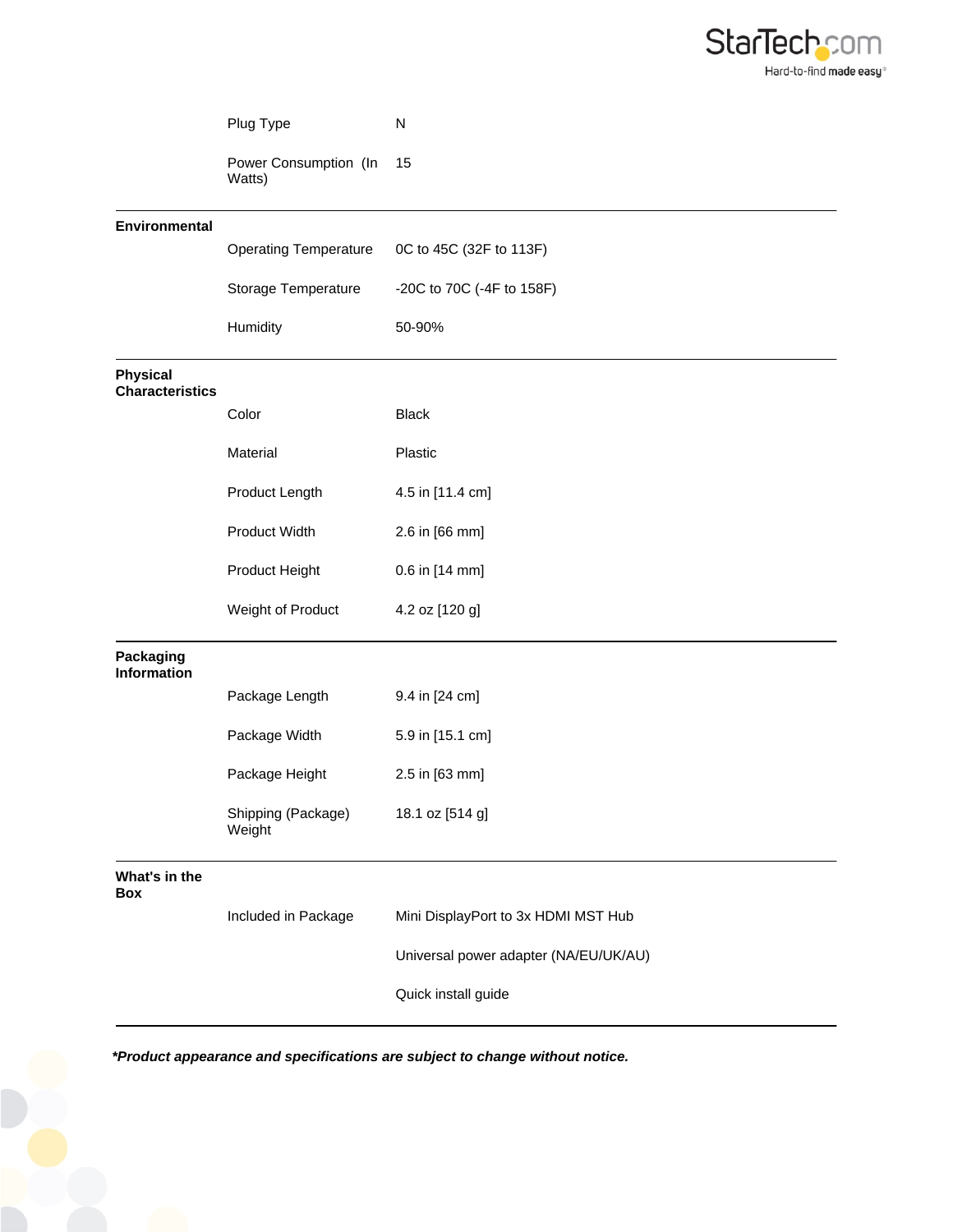| | | |
|---|---|---|
| | Plug Type | N |
| | Power Consumption (In Watts) | 15 |
| **Environmental** | | |
| | Operating Temperature | 0C to 45C (32F to 113F) |
| | Storage Temperature | -20C to 70C (-4F to 158F) |
| | Humidity | 50-90% |
| **Physical Characteristics** | | |
| | Color | Black |
| | Material | Plastic |
| | Product Length | 4.5 in [11.4 cm] |
| | Product Width | 2.6 in [66 mm] |
| | Product Height | 0.6 in [14 mm] |
| | Weight of Product | 4.2 oz [120 g] |
| **Packaging Information** | | |
| | Package Length | 9.4 in [24 cm] |
| | Package Width | 5.9 in [15.1 cm] |
| | Package Height | 2.5 in [63 mm] |
| | Shipping (Package) Weight | 18.1 oz [514 g] |
| **What's in the Box** | | |
| | Included in Package | Mini DisplayPort to 3x HDMI MST Hub |
| | | Universal power adapter (NA/EU/UK/AU) |
| | | Quick install guide |

***Product appearance and specifications are subject to change without notice.***